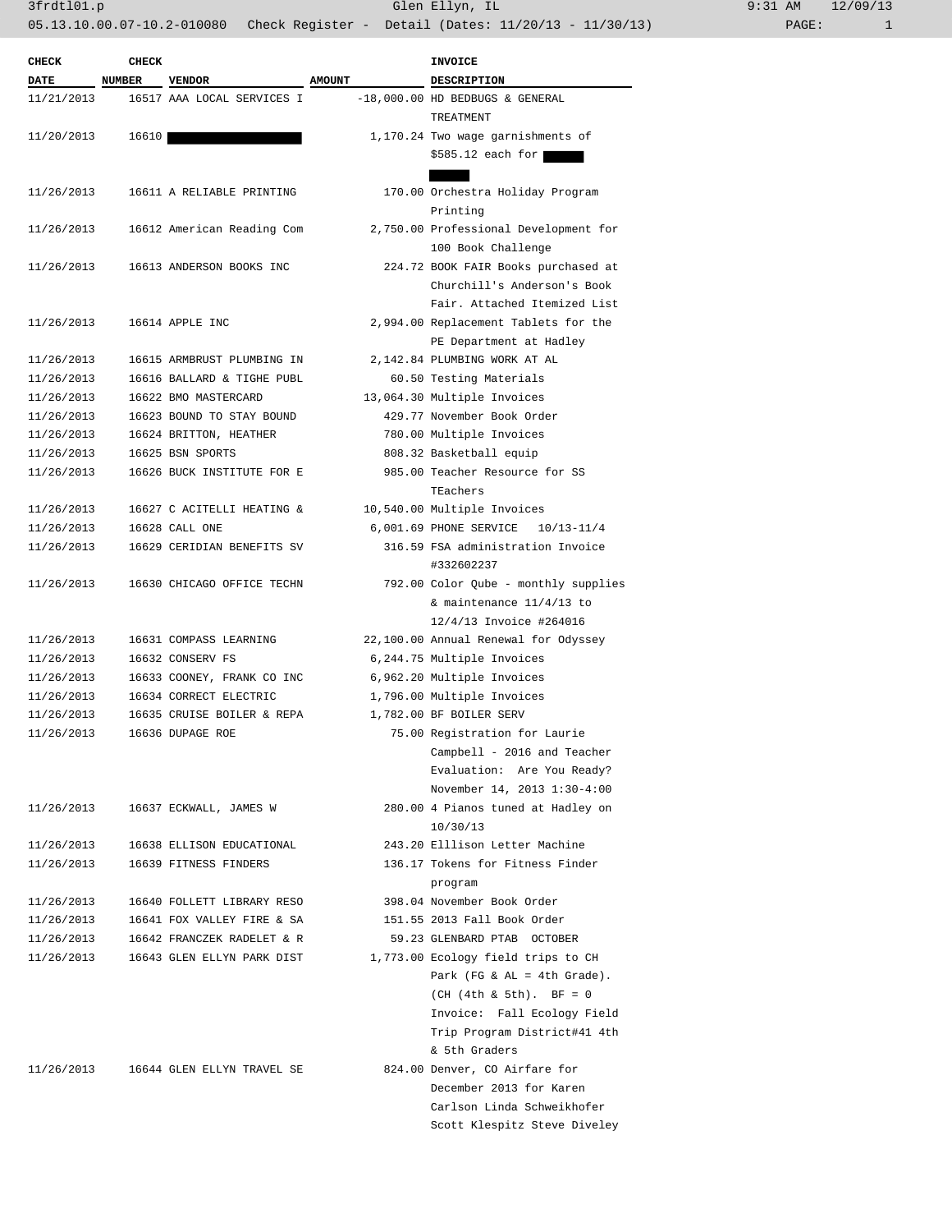3frdtl01.p Glen Ellyn, IL 9:31 AM 12/09/13

05.13.10.00.07-10.2-010080 Check Register - Detail (Dates: 11/20/13 - 11/30/13)

| CHECK DATE | CHECK NUMBER | VENDOR | AMOUNT | INVOICE DESCRIPTION |
|---|---|---|---|---|
| 11/21/2013 | 16517 | AAA LOCAL SERVICES I | -18,000.00 | HD BEDBUGS & GENERAL TREATMENT |
| 11/20/2013 | 16610 | ██████████ | 1,170.24 | Two wage garnishments of $585.12 each for ████ ███ |
| 11/26/2013 | 16611 | A RELIABLE PRINTING | 170.00 | Orchestra Holiday Program Printing |
| 11/26/2013 | 16612 | American Reading Com | 2,750.00 | Professional Development for 100 Book Challenge |
| 11/26/2013 | 16613 | ANDERSON BOOKS INC | 224.72 | BOOK FAIR Books purchased at Churchill's Anderson's Book Fair. Attached Itemized List |
| 11/26/2013 | 16614 | APPLE INC | 2,994.00 | Replacement Tablets for the PE Department at Hadley |
| 11/26/2013 | 16615 | ARMBRUST PLUMBING IN | 2,142.84 | PLUMBING WORK AT AL |
| 11/26/2013 | 16616 | BALLARD & TIGHE PUBL | 60.50 | Testing Materials |
| 11/26/2013 | 16622 | BMO MASTERCARD | 13,064.30 | Multiple Invoices |
| 11/26/2013 | 16623 | BOUND TO STAY BOUND | 429.77 | November Book Order |
| 11/26/2013 | 16624 | BRITTON, HEATHER | 780.00 | Multiple Invoices |
| 11/26/2013 | 16625 | BSN SPORTS | 808.32 | Basketball equip |
| 11/26/2013 | 16626 | BUCK INSTITUTE FOR E | 985.00 | Teacher Resource for SS TEachers |
| 11/26/2013 | 16627 | C ACITELLI HEATING & | 10,540.00 | Multiple Invoices |
| 11/26/2013 | 16628 | CALL ONE | 6,001.69 | PHONE SERVICE 10/13-11/4 |
| 11/26/2013 | 16629 | CERIDIAN BENEFITS SV | 316.59 | FSA administration Invoice #332602237 |
| 11/26/2013 | 16630 | CHICAGO OFFICE TECHN | 792.00 | Color Qube - monthly supplies & maintenance 11/4/13 to 12/4/13 Invoice #264016 |
| 11/26/2013 | 16631 | COMPASS LEARNING | 22,100.00 | Annual Renewal for Odyssey |
| 11/26/2013 | 16632 | CONSERV FS | 6,244.75 | Multiple Invoices |
| 11/26/2013 | 16633 | COONEY, FRANK CO INC | 6,962.20 | Multiple Invoices |
| 11/26/2013 | 16634 | CORRECT ELECTRIC | 1,796.00 | Multiple Invoices |
| 11/26/2013 | 16635 | CRUISE BOILER & REPA | 1,782.00 | BF BOILER SERV |
| 11/26/2013 | 16636 | DUPAGE ROE | 75.00 | Registration for Laurie Campbell - 2016 and Teacher Evaluation: Are You Ready? November 14, 2013 1:30-4:00 |
| 11/26/2013 | 16637 | ECKWALL, JAMES W | 280.00 | 4 Pianos tuned at Hadley on 10/30/13 |
| 11/26/2013 | 16638 | ELLISON EDUCATIONAL | 243.20 | Elllison Letter Machine |
| 11/26/2013 | 16639 | FITNESS FINDERS | 136.17 | Tokens for Fitness Finder program |
| 11/26/2013 | 16640 | FOLLETT LIBRARY RESO | 398.04 | November Book Order |
| 11/26/2013 | 16641 | FOX VALLEY FIRE & SA | 151.55 | 2013 Fall Book Order |
| 11/26/2013 | 16642 | FRANCZEK RADELET & R | 59.23 | GLENBARD PTAB OCTOBER |
| 11/26/2013 | 16643 | GLEN ELLYN PARK DIST | 1,773.00 | Ecology field trips to CH Park (FG & AL = 4th Grade). (CH (4th & 5th). BF = 0 Invoice: Fall Ecology Field Trip Program District#41 4th & 5th Graders |
| 11/26/2013 | 16644 | GLEN ELLYN TRAVEL SE | 824.00 | Denver, CO Airfare for December 2013 for Karen Carlson Linda Schweikhofer Scott Klespitz Steve Diveley |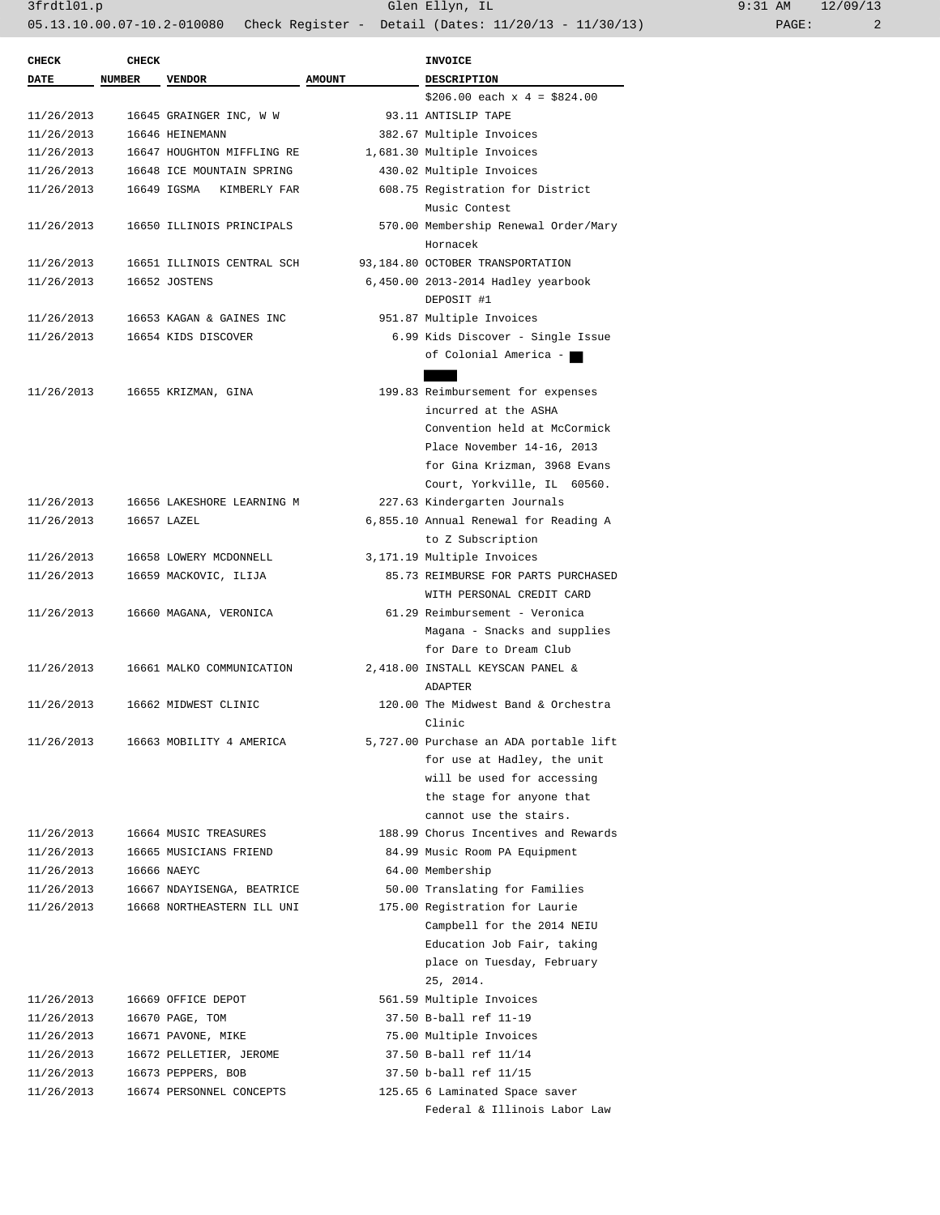| CHECK DATE | CHECK NUMBER | VENDOR | AMOUNT | INVOICE DESCRIPTION |
|---|---|---|---|---|
| | | | | $206.00 each x 4 = $824.00 |
| 11/26/2013 | 16645 | GRAINGER INC, W W | 93.11 | ANTISLIP TAPE |
| 11/26/2013 | 16646 | HEINEMANN | 382.67 | Multiple Invoices |
| 11/26/2013 | 16647 | HOUGHTON MIFFLING RE | 1,681.30 | Multiple Invoices |
| 11/26/2013 | 16648 | ICE MOUNTAIN SPRING | 430.02 | Multiple Invoices |
| 11/26/2013 | 16649 | IGSMA KIMBERLY FAR | 608.75 | Registration for District Music Contest |
| 11/26/2013 | 16650 | ILLINOIS PRINCIPALS | 570.00 | Membership Renewal Order/Mary Hornacek |
| 11/26/2013 | 16651 | ILLINOIS CENTRAL SCH | 93,184.80 | OCTOBER TRANSPORTATION |
| 11/26/2013 | 16652 | JOSTENS | 6,450.00 | 2013-2014 Hadley yearbook DEPOSIT #1 |
| 11/26/2013 | 16653 | KAGAN & GAINES INC | 951.87 | Multiple Invoices |
| 11/26/2013 | 16654 | KIDS DISCOVER | 6.99 | Kids Discover - Single Issue of Colonial America - █ █ |
| 11/26/2013 | 16655 | KRIZMAN, GINA | 199.83 | Reimbursement for expenses incurred at the ASHA Convention held at McCormick Place November 14-16, 2013 for Gina Krizman, 3968 Evans Court, Yorkville, IL 60560. |
| 11/26/2013 | 16656 | LAKESHORE LEARNING M | 227.63 | Kindergarten Journals |
| 11/26/2013 | 16657 | LAZEL | 6,855.10 | Annual Renewal for Reading A to Z Subscription |
| 11/26/2013 | 16658 | LOWERY MCDONNELL | 3,171.19 | Multiple Invoices |
| 11/26/2013 | 16659 | MACKOVIC, ILIJA | 85.73 | REIMBURSE FOR PARTS PURCHASED WITH PERSONAL CREDIT CARD |
| 11/26/2013 | 16660 | MAGANA, VERONICA | 61.29 | Reimbursement - Veronica Magana - Snacks and supplies for Dare to Dream Club |
| 11/26/2013 | 16661 | MALKO COMMUNICATION | 2,418.00 | INSTALL KEYSCAN PANEL & ADAPTER |
| 11/26/2013 | 16662 | MIDWEST CLINIC | 120.00 | The Midwest Band & Orchestra Clinic |
| 11/26/2013 | 16663 | MOBILITY 4 AMERICA | 5,727.00 | Purchase an ADA portable lift for use at Hadley, the unit will be used for accessing the stage for anyone that cannot use the stairs. |
| 11/26/2013 | 16664 | MUSIC TREASURES | 188.99 | Chorus Incentives and Rewards |
| 11/26/2013 | 16665 | MUSICIANS FRIEND | 84.99 | Music Room PA Equipment |
| 11/26/2013 | 16666 | NAEYC | 64.00 | Membership |
| 11/26/2013 | 16667 | NDAYISENGA, BEATRICE | 50.00 | Translating for Families |
| 11/26/2013 | 16668 | NORTHEASTERN ILL UNI | 175.00 | Registration for Laurie Campbell for the 2014 NEIU Education Job Fair, taking place on Tuesday, February 25, 2014. |
| 11/26/2013 | 16669 | OFFICE DEPOT | 561.59 | Multiple Invoices |
| 11/26/2013 | 16670 | PAGE, TOM | 37.50 | B-ball ref 11-19 |
| 11/26/2013 | 16671 | PAVONE, MIKE | 75.00 | Multiple Invoices |
| 11/26/2013 | 16672 | PELLETIER, JEROME | 37.50 | B-ball ref 11/14 |
| 11/26/2013 | 16673 | PEPPERS, BOB | 37.50 | b-ball ref 11/15 |
| 11/26/2013 | 16674 | PERSONNEL CONCEPTS | 125.65 | 6 Laminated Space saver Federal & Illinois Labor Law |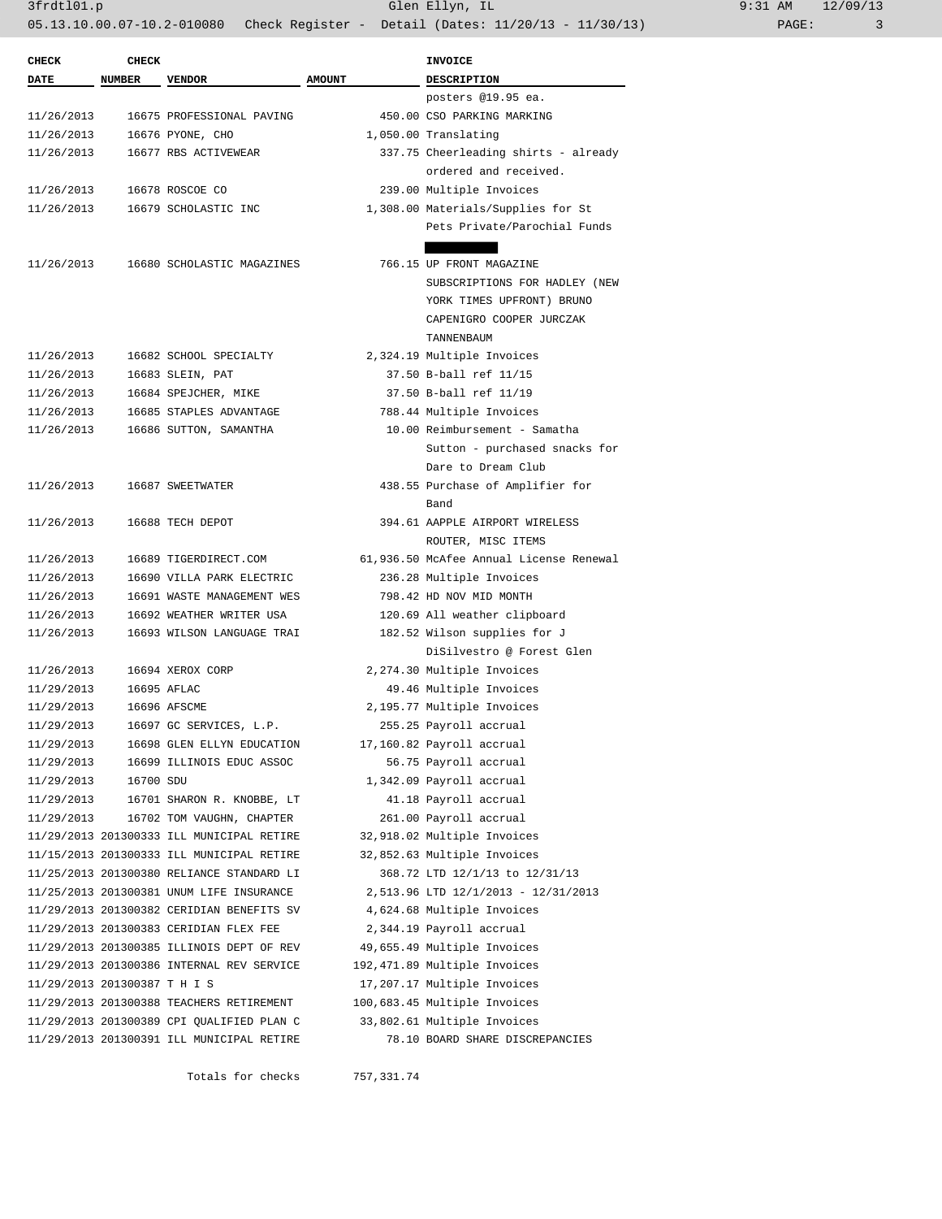| CHECK DATE | CHECK NUMBER | VENDOR | AMOUNT | INVOICE DESCRIPTION |
|---|---|---|---|---|
| | | | | posters @19.95 ea. |
| 11/26/2013 | 16675 | PROFESSIONAL PAVING | 450.00 | CSO PARKING MARKING |
| 11/26/2013 | 16676 | PYONE, CHO | 1,050.00 | Translating |
| 11/26/2013 | 16677 | RBS ACTIVEWEAR | 337.75 | Cheerleading shirts - already ordered and received. |
| 11/26/2013 | 16678 | ROSCOE CO | 239.00 | Multiple Invoices |
| 11/26/2013 | 16679 | SCHOLASTIC INC | 1,308.00 | Materials/Supplies for St Pets Private/Parochial Funds |
| 11/26/2013 | 16680 | SCHOLASTIC MAGAZINES | 766.15 | UP FRONT MAGAZINE SUBSCRIPTIONS FOR HADLEY (NEW YORK TIMES UPFRONT) BRUNO CAPENIGRO COOPER JURCZAK TANNENBAUM |
| 11/26/2013 | 16682 | SCHOOL SPECIALTY | 2,324.19 | Multiple Invoices |
| 11/26/2013 | 16683 | SLEIN, PAT | 37.50 | B-ball ref 11/15 |
| 11/26/2013 | 16684 | SPEJCHER, MIKE | 37.50 | B-ball ref 11/19 |
| 11/26/2013 | 16685 | STAPLES ADVANTAGE | 788.44 | Multiple Invoices |
| 11/26/2013 | 16686 | SUTTON, SAMANTHA | 10.00 | Reimbursement - Samatha Sutton - purchased snacks for Dare to Dream Club |
| 11/26/2013 | 16687 | SWEETWATER | 438.55 | Purchase of Amplifier for Band |
| 11/26/2013 | 16688 | TECH DEPOT | 394.61 | AAPPLE AIRPORT WIRELESS ROUTER, MISC ITEMS |
| 11/26/2013 | 16689 | TIGERDIRECT.COM | 61,936.50 | McAfee Annual License Renewal |
| 11/26/2013 | 16690 | VILLA PARK ELECTRIC | 236.28 | Multiple Invoices |
| 11/26/2013 | 16691 | WASTE MANAGEMENT WES | 798.42 | HD NOV MID MONTH |
| 11/26/2013 | 16692 | WEATHER WRITER USA | 120.69 | All weather clipboard |
| 11/26/2013 | 16693 | WILSON LANGUAGE TRAI | 182.52 | Wilson supplies for J DiSilvestro @ Forest Glen |
| 11/26/2013 | 16694 | XEROX CORP | 2,274.30 | Multiple Invoices |
| 11/29/2013 | 16695 | AFLAC | 49.46 | Multiple Invoices |
| 11/29/2013 | 16696 | AFSCME | 2,195.77 | Multiple Invoices |
| 11/29/2013 | 16697 | GC SERVICES, L.P. | 255.25 | Payroll accrual |
| 11/29/2013 | 16698 | GLEN ELLYN EDUCATION | 17,160.82 | Payroll accrual |
| 11/29/2013 | 16699 | ILLINOIS EDUC ASSOC | 56.75 | Payroll accrual |
| 11/29/2013 | 16700 | SDU | 1,342.09 | Payroll accrual |
| 11/29/2013 | 16701 | SHARON R. KNOBBE, LT | 41.18 | Payroll accrual |
| 11/29/2013 | 16702 | TOM VAUGHN, CHAPTER | 261.00 | Payroll accrual |
| 11/29/2013 | 201300333 | ILL MUNICIPAL RETIRE | 32,918.02 | Multiple Invoices |
| 11/15/2013 | 201300333 | ILL MUNICIPAL RETIRE | 32,852.63 | Multiple Invoices |
| 11/25/2013 | 201300380 | RELIANCE STANDARD LI | 368.72 | LTD 12/1/13 to 12/31/13 |
| 11/25/2013 | 201300381 | UNUM LIFE INSURANCE | 2,513.96 | LTD 12/1/2013 - 12/31/2013 |
| 11/29/2013 | 201300382 | CERIDIAN BENEFITS SV | 4,624.68 | Multiple Invoices |
| 11/29/2013 | 201300383 | CERIDIAN FLEX FEE | 2,344.19 | Payroll accrual |
| 11/29/2013 | 201300385 | ILLINOIS DEPT OF REV | 49,655.49 | Multiple Invoices |
| 11/29/2013 | 201300386 | INTERNAL REV SERVICE | 192,471.89 | Multiple Invoices |
| 11/29/2013 | 201300387 | T H I S | 17,207.17 | Multiple Invoices |
| 11/29/2013 | 201300388 | TEACHERS RETIREMENT | 100,683.45 | Multiple Invoices |
| 11/29/2013 | 201300389 | CPI QUALIFIED PLAN C | 33,802.61 | Multiple Invoices |
| 11/29/2013 | 201300391 | ILL MUNICIPAL RETIRE | 78.10 | BOARD SHARE DISCREPANCIES |
| | | Totals for checks | 757,331.74 | |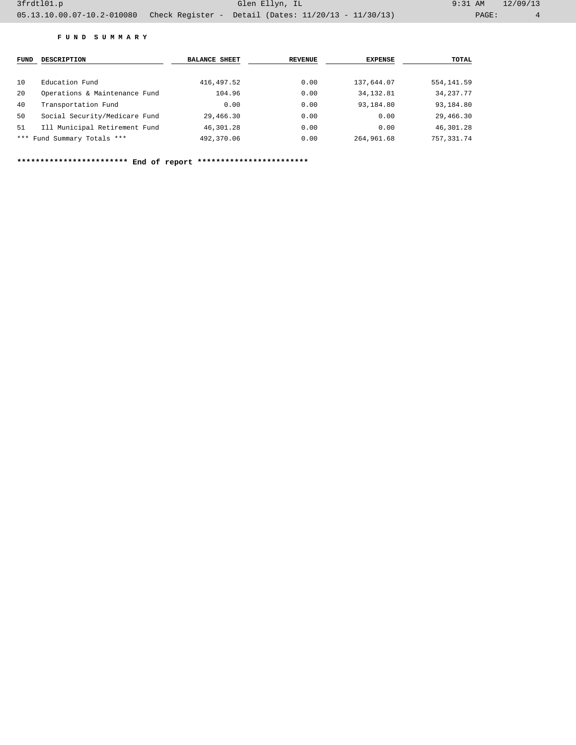**F U N D  S U M M A R Y**

| FUND | DESCRIPTION | BALANCE SHEET | REVENUE | EXPENSE | TOTAL |
|---|---|---|---|---|---|
| 10 | Education Fund | 416,497.52 | 0.00 | 137,644.07 | 554,141.59 |
| 20 | Operations & Maintenance Fund | 104.96 | 0.00 | 34,132.81 | 34,237.77 |
| 40 | Transportation Fund | 0.00 | 0.00 | 93,184.80 | 93,184.80 |
| 50 | Social Security/Medicare Fund | 29,466.30 | 0.00 | 0.00 | 29,466.30 |
| 51 | Ill Municipal Retirement Fund | 46,301.28 | 0.00 | 0.00 | 46,301.28 |
| *** Fund Summary Totals *** | | 492,370.06 | 0.00 | 264,961.68 | 757,331.74 |

**************************** End of report ****************************